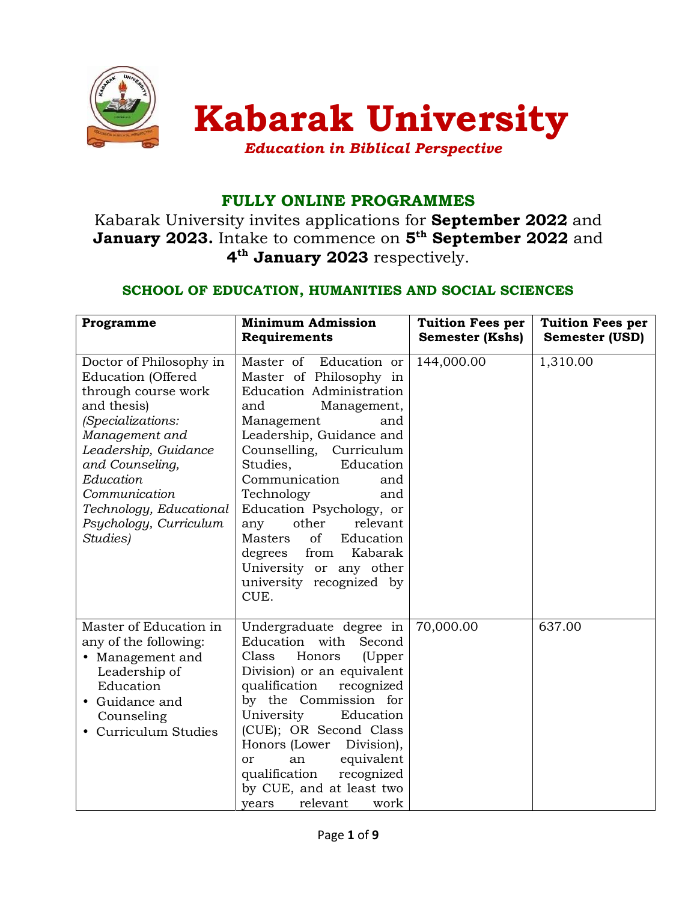# Kabarak University

*Education in Biblical Perspective*

## FULLY ONLINE PROGRAMMES

Kabarak University invites applications for **September 2022** and **January 2023.** Intake to commence on **5th September 2022** and **4th January 2023** respectively.

### SCHOOL OF EDUCATION, HUMANITIES AND SOCIAL SCIENCES

| Programme | Minimum Admission Requirements | Tuition Fees per Semester (Kshs) | Tuition Fees per Semester (USD) |
|---|---|---|---|
| Doctor of Philosophy in Education (Offered through course work and thesis) *(Specializations: Management and Leadership, Guidance and Counseling, Education Communication Technology, Educational Psychology, Curriculum Studies)* | Master of Education or Master of Philosophy in Education Administration and Management, Management and Leadership, Guidance and Counselling, Curriculum Studies, Education Communication and Technology and Education Psychology, or any other relevant Masters of Education degrees from Kabarak University or any other university recognized by CUE. | 144,000.00 | 1,310.00 |
| Master of Education in any of the following: <br>• Management and Leadership of Education <br>• Guidance and Counseling <br>• Curriculum Studies | Undergraduate degree in Education with Second Class Honors (Upper Division) or an equivalent qualification recognized by the Commission for University Education (CUE); OR Second Class Honors (Lower Division), or an equivalent qualification recognized by CUE, and at least two years relevant work | 70,000.00 | 637.00 |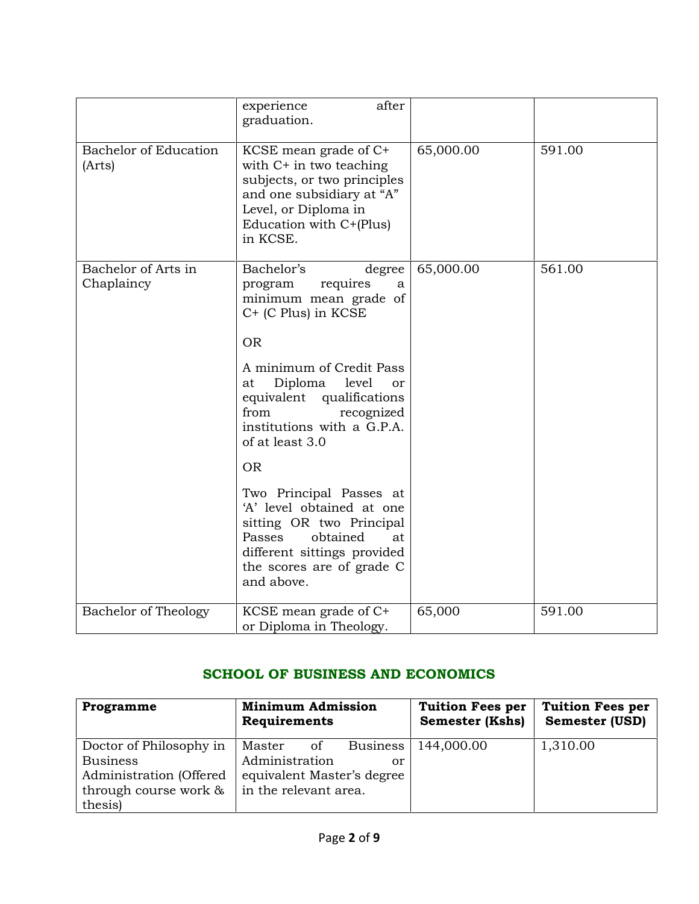| | | | |
|---|---|---|---|
| | experience after graduation. | | |
| Bachelor of Education (Arts) | KCSE mean grade of C+ with C+ in two teaching subjects, or two principles and one subsidiary at "A" Level, or Diploma in Education with C+(Plus) in KCSE. | 65,000.00 | 591.00 |
| Bachelor of Arts in Chaplaincy | Bachelor's degree program requires a minimum mean grade of C+ (C Plus) in KCSE<br><br>OR<br><br>A minimum of Credit Pass at Diploma level or equivalent qualifications from recognized institutions with a G.P.A. of at least 3.0<br><br>OR<br><br>Two Principal Passes at 'A' level obtained at one sitting OR two Principal Passes obtained at different sittings provided the scores are of grade C and above. | 65,000.00 | 561.00 |
| Bachelor of Theology | KCSE mean grade of C+ or Diploma in Theology. | 65,000 | 591.00 |

## SCHOOL OF BUSINESS AND ECONOMICS

| Programme | Minimum Admission Requirements | Tuition Fees per Semester (Kshs) | Tuition Fees per Semester (USD) |
|---|---|---|---|
| Doctor of Philosophy in Business Administration (Offered through course work & thesis) | Master of Business Administration or equivalent Master's degree in the relevant area. | 144,000.00 | 1,310.00 |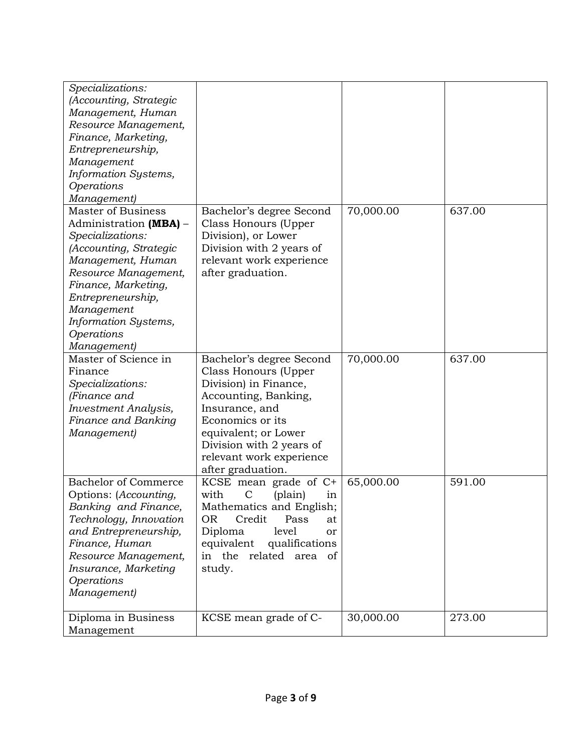| | | | |
|---|---|---|---|
| *Specializations: (Accounting, Strategic Management, Human Resource Management, Finance, Marketing, Entrepreneurship, Management Information Systems, Operations Management)* | | | |
| Master of Business Administration **(MBA)** – *Specializations: (Accounting, Strategic Management, Human Resource Management, Finance, Marketing, Entrepreneurship, Management Information Systems, Operations Management)* | Bachelor's degree Second Class Honours (Upper Division), or Lower Division with 2 years of relevant work experience after graduation. | 70,000.00 | 637.00 |
| Master of Science in Finance *Specializations: (Finance and Investment Analysis, Finance and Banking Management)* | Bachelor's degree Second Class Honours (Upper Division) in Finance, Accounting, Banking, Insurance, and Economics or its equivalent; or Lower Division with 2 years of relevant work experience after graduation. | 70,000.00 | 637.00 |
| Bachelor of Commerce Options: (*Accounting, Banking and Finance, Technology, Innovation and Entrepreneurship, Finance, Human Resource Management, Insurance, Marketing Operations Management)* | KCSE mean grade of C+ with C (plain) in Mathematics and English; OR Credit Pass at Diploma level or equivalent qualifications in the related area of study. | 65,000.00 | 591.00 |
| Diploma in Business Management | KCSE mean grade of C- | 30,000.00 | 273.00 |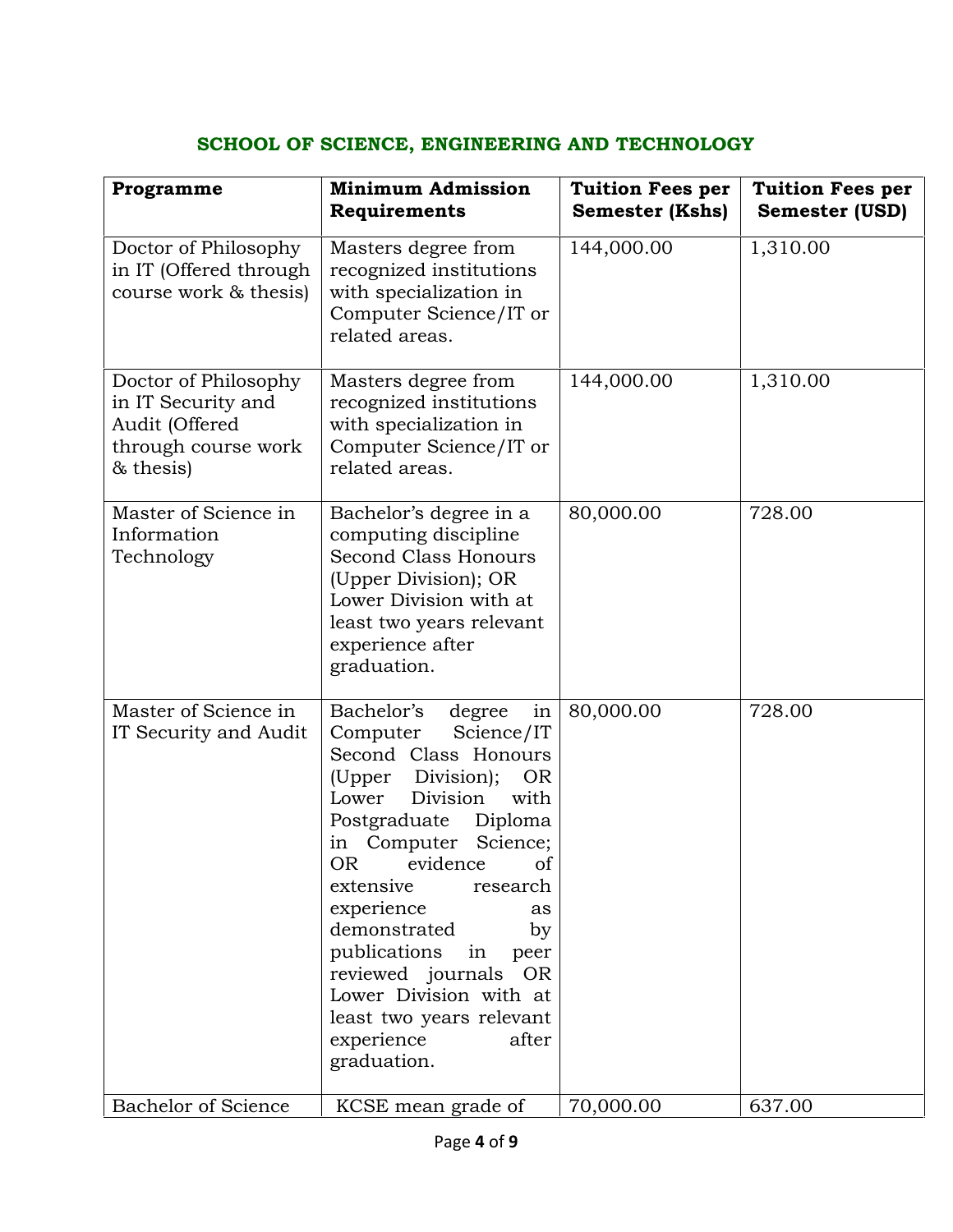## SCHOOL OF SCIENCE, ENGINEERING AND TECHNOLOGY

| Programme | Minimum Admission Requirements | Tuition Fees per Semester (Kshs) | Tuition Fees per Semester (USD) |
|---|---|---|---|
| Doctor of Philosophy in IT (Offered through course work & thesis) | Masters degree from recognized institutions with specialization in Computer Science/IT or related areas. | 144,000.00 | 1,310.00 |
| Doctor of Philosophy in IT Security and Audit (Offered through course work & thesis) | Masters degree from recognized institutions with specialization in Computer Science/IT or related areas. | 144,000.00 | 1,310.00 |
| Master of Science in Information Technology | Bachelor's degree in a computing discipline Second Class Honours (Upper Division); OR Lower Division with at least two years relevant experience after graduation. | 80,000.00 | 728.00 |
| Master of Science in IT Security and Audit | Bachelor's degree in Computer Science/IT Second Class Honours (Upper Division); OR Lower Division with Postgraduate Diploma in Computer Science; OR evidence of extensive research experience as demonstrated by publications in peer reviewed journals OR Lower Division with at least two years relevant experience after graduation. | 80,000.00 | 728.00 |
| Bachelor of Science | KCSE mean grade of | 70,000.00 | 637.00 |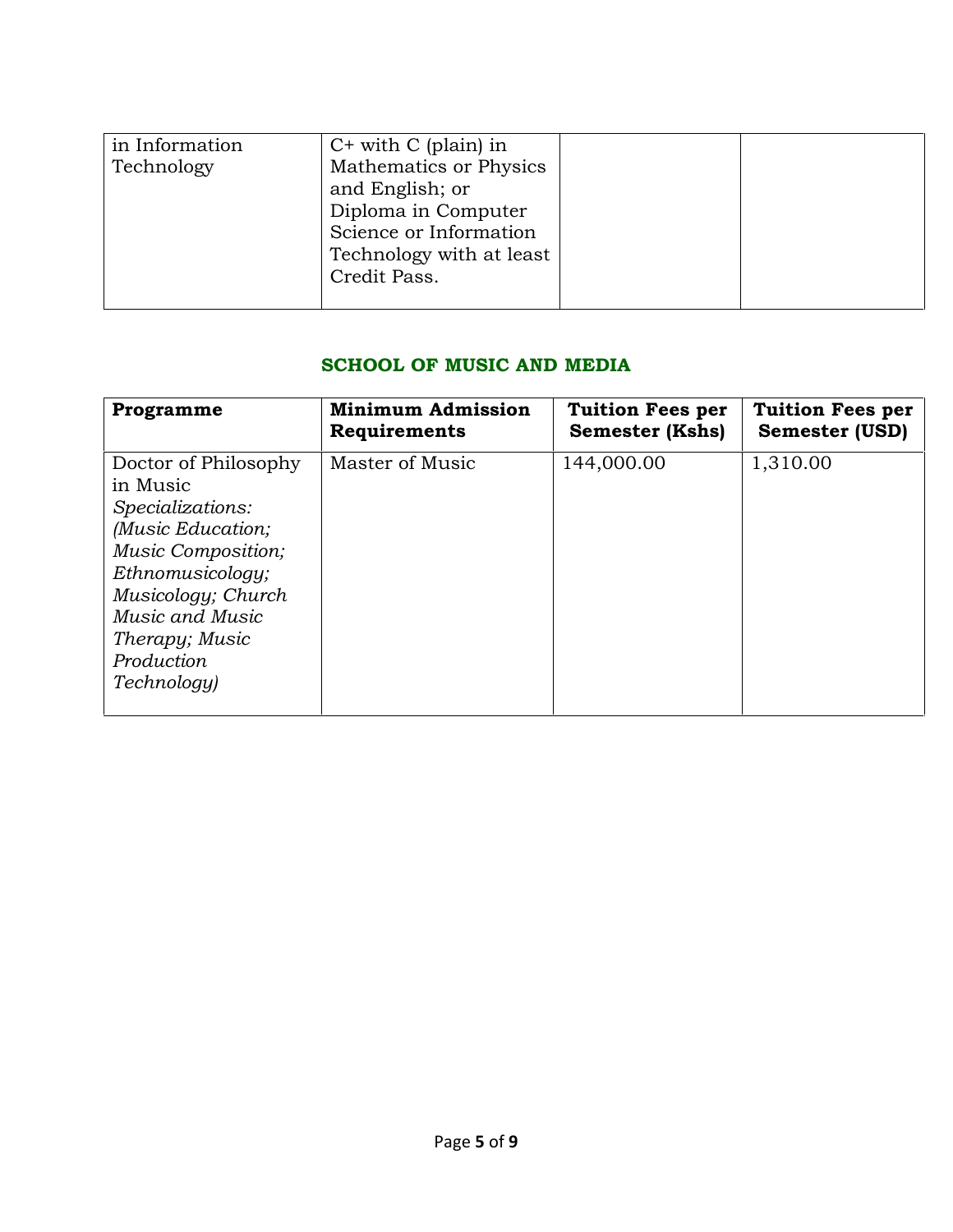| | | | |
|---|---|---|---|
| in Information Technology | C+ with C (plain) in Mathematics or Physics and English; or Diploma in Computer Science or Information Technology with at least Credit Pass. | | |

## SCHOOL OF MUSIC AND MEDIA

| **Programme** | **Minimum Admission Requirements** | **Tuition Fees per Semester (Kshs)** | **Tuition Fees per Semester (USD)** |
|---|---|---|---|
| Doctor of Philosophy in Music *Specializations: (Music Education; Music Composition; Ethnomusicology; Musicology; Church Music and Music Therapy; Music Production Technology)* | Master of Music | 144,000.00 | 1,310.00 |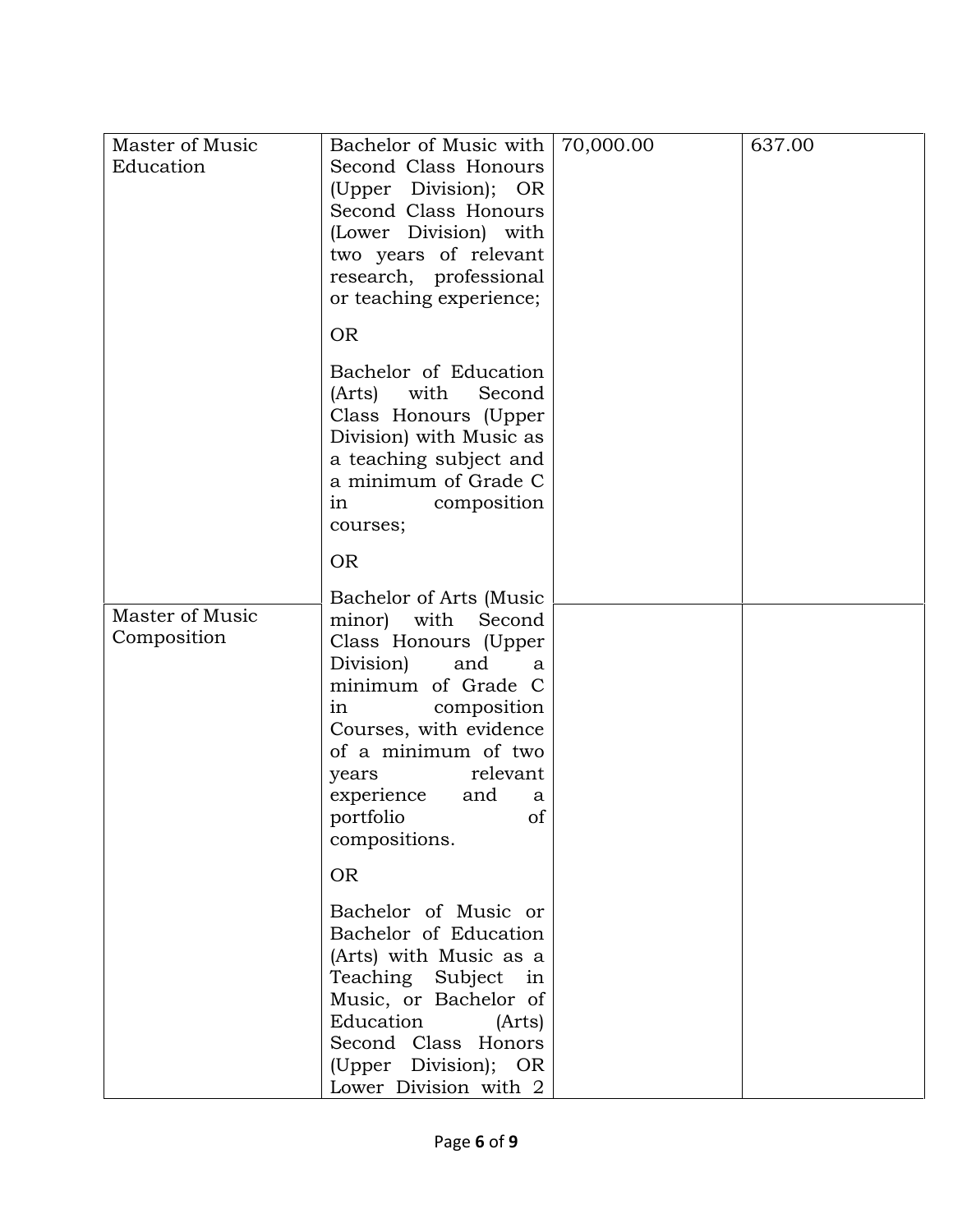| | | | |
|---|---|---|---|
| Master of Music Education | Bachelor of Music with Second Class Honours (Upper Division); OR Second Class Honours (Lower Division) with two years of relevant research, professional or teaching experience;<br><br>OR<br><br>Bachelor of Education (Arts) with Second Class Honours (Upper Division) with Music as a teaching subject and a minimum of Grade C in composition courses;<br><br>OR<br><br>Bachelor of Arts (Music | 70,000.00 | 637.00 |
| Master of Music Composition | minor) with Second Class Honours (Upper Division) and a minimum of Grade C in composition Courses, with evidence of a minimum of two years relevant experience and a portfolio of compositions.<br><br>OR<br><br>Bachelor of Music or Bachelor of Education (Arts) with Music as a Teaching Subject in Music, or Bachelor of Education (Arts) Second Class Honors (Upper Division); OR Lower Division with 2 | | |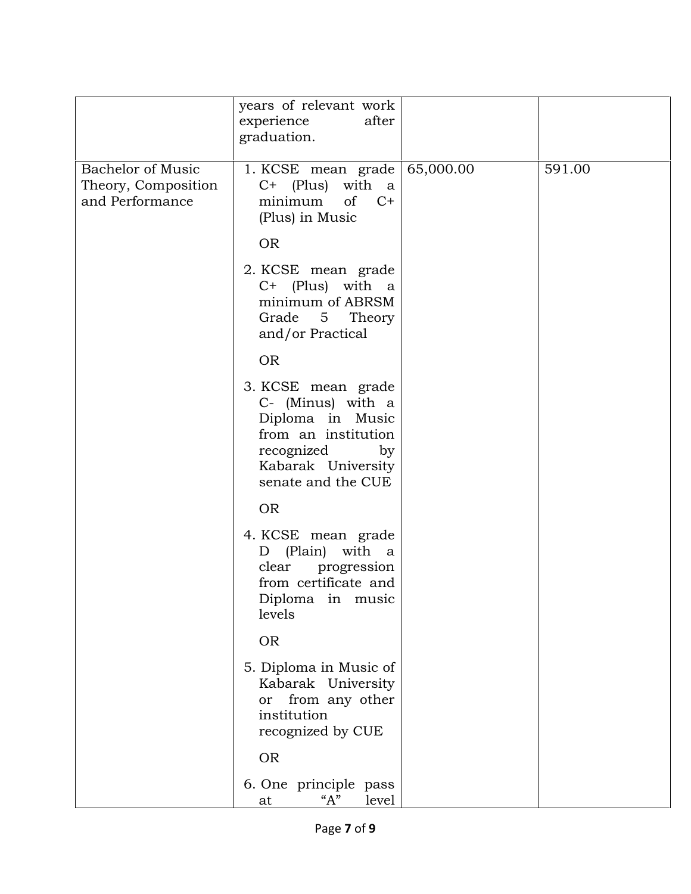| | | | |
|---|---|---|---|
| | years of relevant work experience after graduation. | | |
| Bachelor of Music Theory, Composition and Performance | 1. KCSE mean grade C+ (Plus) with a minimum of C+ (Plus) in Music<br><br>OR<br><br>2. KCSE mean grade C+ (Plus) with a minimum of ABRSM Grade 5 Theory and/or Practical<br><br>OR<br><br>3. KCSE mean grade C- (Minus) with a Diploma in Music from an institution recognized by Kabarak University senate and the CUE<br><br>OR<br><br>4. KCSE mean grade D (Plain) with a clear progression from certificate and Diploma in music levels<br><br>OR<br><br>5. Diploma in Music of Kabarak University or from any other institution recognized by CUE<br><br>OR<br><br>6. One principle pass at "A" level | 65,000.00 | 591.00 |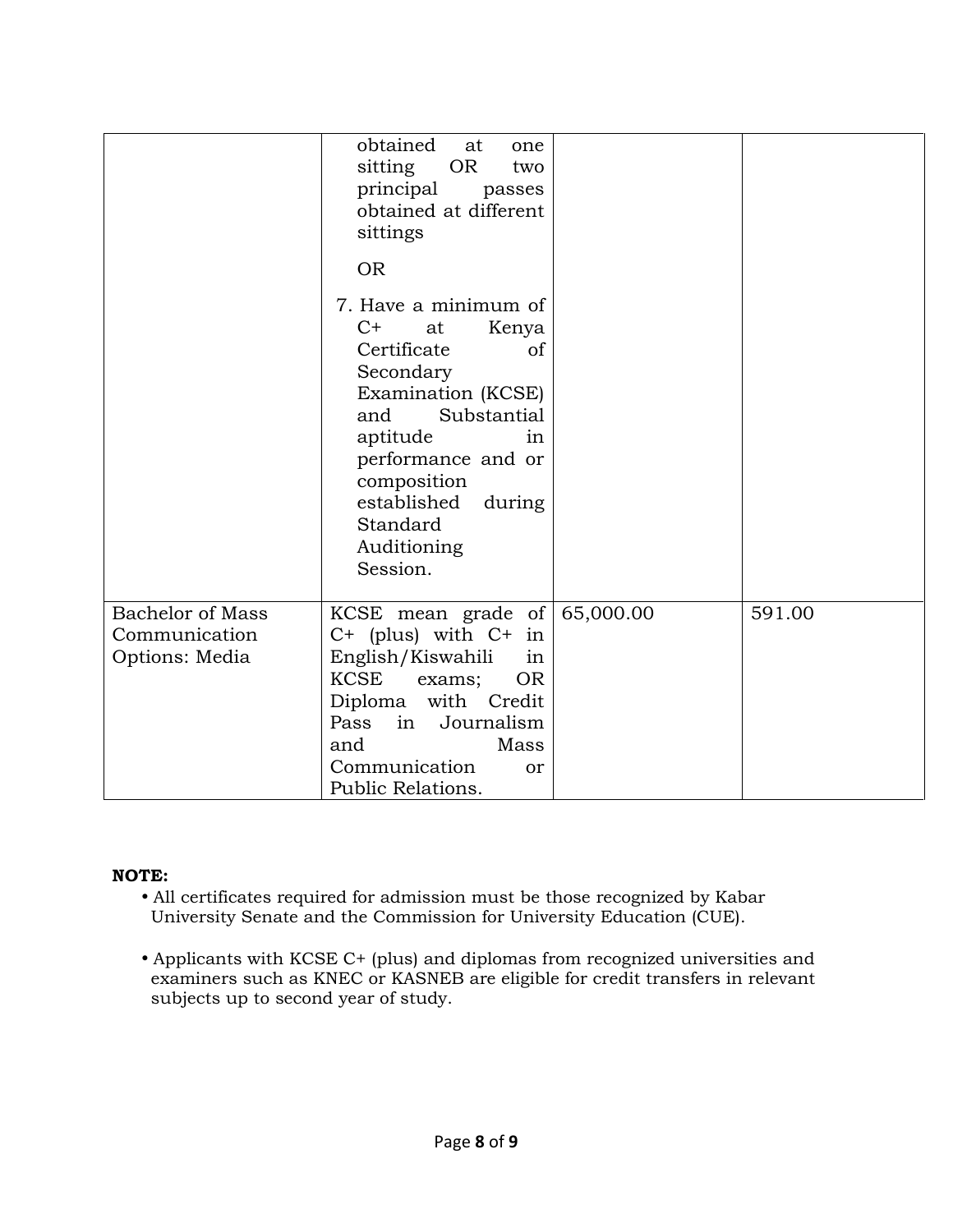| | | | |
|---|---|---|---|
| | obtained at one sitting OR two principal passes obtained at different sittings<br><br>OR<br><br>7. Have a minimum of C+ at Kenya Certificate of Secondary Examination (KCSE) and Substantial aptitude in performance and or composition established during Standard Auditioning Session. | | |
| Bachelor of Mass Communication Options: Media | KCSE mean grade of C+ (plus) with C+ in English/Kiswahili in KCSE exams; OR Diploma with Credit Pass in Journalism and Mass Communication or Public Relations. | 65,000.00 | 591.00 |

**NOTE:**

- All certificates required for admission must be those recognized by Kabar University Senate and the Commission for University Education (CUE).
- Applicants with KCSE C+ (plus) and diplomas from recognized universities and examiners such as KNEC or KASNEB are eligible for credit transfers in relevant subjects up to second year of study.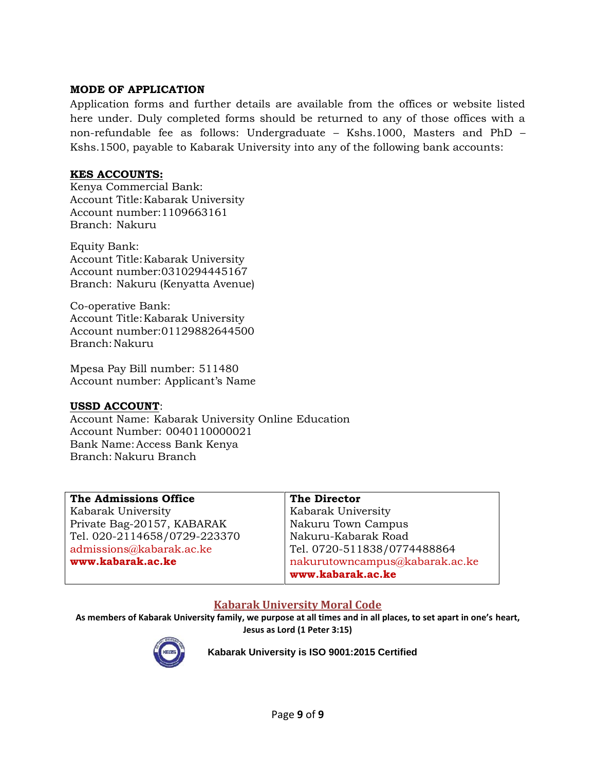**MODE OF APPLICATION**

Application forms and further details are available from the offices or website listed here under. Duly completed forms should be returned to any of those offices with a non-refundable fee as follows: Undergraduate – Kshs.1000, Masters and PhD – Kshs.1500, payable to Kabarak University into any of the following bank accounts:

**KES ACCOUNTS:**

Kenya Commercial Bank:
Account Title: Kabarak University
Account number: 1109663161
Branch: Nakuru

Equity Bank:
Account Title: Kabarak University
Account number: 0310294445167
Branch: Nakuru (Kenyatta Avenue)

Co-operative Bank:
Account Title: Kabarak University
Account number: 01129882644500
Branch: Nakuru

Mpesa Pay Bill number: 511480
Account number: Applicant's Name

**USSD ACCOUNT**:

Account Name: Kabarak University Online Education
Account Number: 0040110000021
Bank Name: Access Bank Kenya
Branch: Nakuru Branch

| **The Admissions Office** | **The Director** |
|---|---|
| Kabarak University<br>Private Bag-20157, KABARAK<br>Tel. 020-2114658/0729-223370<br>admissions@kabarak.ac.ke<br>**www.kabarak.ac.ke** | Kabarak University<br>Nakuru Town Campus<br>Nakuru-Kabarak Road<br>Tel. 0720-511838/0774488864<br>nakurutowncampus@kabarak.ac.ke<br>**www.kabarak.ac.ke** |

**Kabarak University Moral Code**

**As members of Kabarak University family, we purpose at all times and in all places, to set apart in one's heart, Jesus as Lord (1 Peter 3:15)**

**Kabarak University is ISO 9001:2015 Certified**